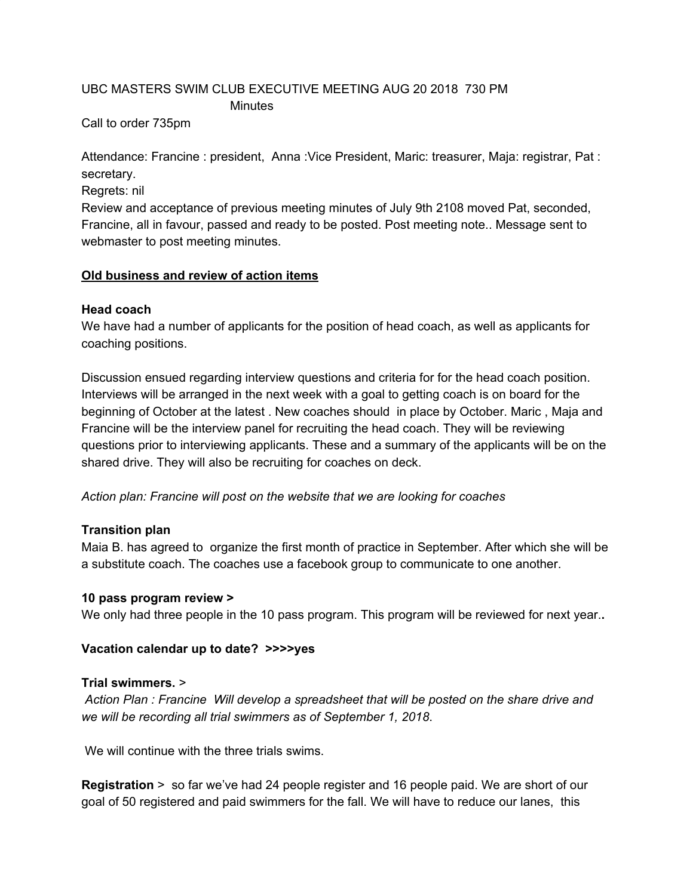UBC MASTERS SWIM CLUB EXECUTIVE MEETING AUG 20 2018 730 PM

Minutes

Call to order 735pm

Attendance: Francine : president, Anna :Vice President, Maric: treasurer, Maja: registrar, Pat : secretary.

Regrets: nil

Review and acceptance of previous meeting minutes of July 9th 2108 moved Pat, seconded, Francine, all in favour, passed and ready to be posted. Post meeting note.. Message sent to webmaster to post meeting minutes.

<u>**Old business and review of action items**</u>

**Head coach**

We have had a number of applicants for the position of head coach, as well as applicants for coaching positions.

Discussion ensued regarding interview questions and criteria for for the head coach position. Interviews will be arranged in the next week with a goal to getting coach is on board for the beginning of October at the latest . New coaches should in place by October. Maric , Maja and Francine will be the interview panel for recruiting the head coach. They will be reviewing questions prior to interviewing applicants. These and a summary of the applicants will be on the shared drive. They will also be recruiting for coaches on deck.

*Action plan: Francine will post on the website that we are looking for coaches*

**Transition plan**

Maia B. has agreed to organize the first month of practice in September. After which she will be a substitute coach. The coaches use a facebook group to communicate to one another.

**10 pass program review >**

We only had three people in the 10 pass program. This program will be reviewed for next year..

**Vacation calendar up to date? >>>>yes**

**Trial swimmers.** >

*Action Plan : Francine Will develop a spreadsheet that will be posted on the share drive and we will be recording all trial swimmers as of September 1, 2018*.

We will continue with the three trials swims.

**Registration** > so far we've had 24 people register and 16 people paid. We are short of our goal of 50 registered and paid swimmers for the fall. We will have to reduce our lanes, this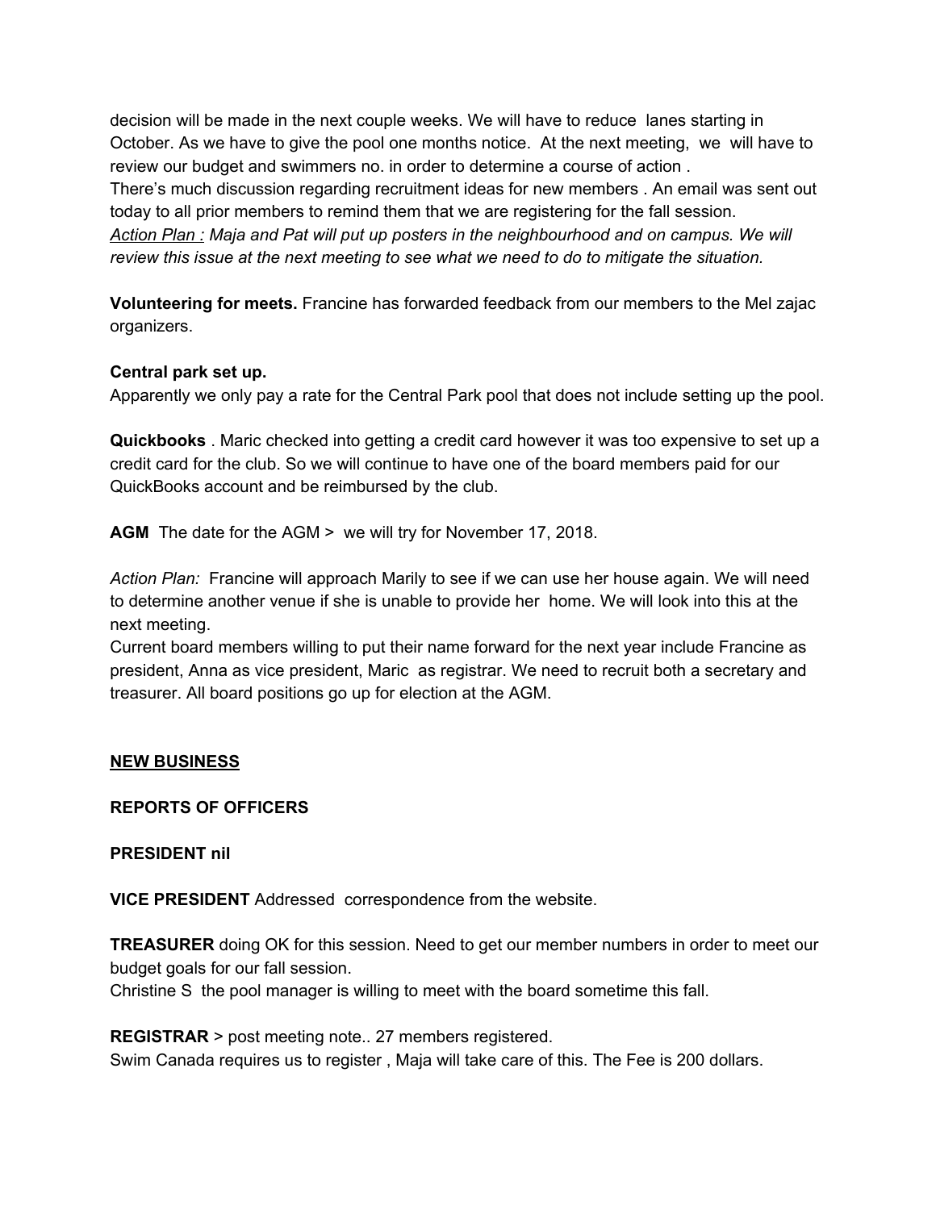decision will be made in the next couple weeks. We will have to reduce lanes starting in October. As we have to give the pool one months notice. At the next meeting, we will have to review our budget and swimmers no. in order to determine a course of action .
There's much discussion regarding recruitment ideas for new members . An email was sent out today to all prior members to remind them that we are registering for the fall session.
*<u>Action Plan :</u> Maja and Pat will put up posters in the neighbourhood and on campus. We will review this issue at the next meeting to see what we need to do to mitigate the situation.*

**Volunteering for meets.** Francine has forwarded feedback from our members to the Mel zajac organizers.

**Central park set up.**
Apparently we only pay a rate for the Central Park pool that does not include setting up the pool.

**Quickbooks** . Maric checked into getting a credit card however it was too expensive to set up a credit card for the club. So we will continue to have one of the board members paid for our QuickBooks account and be reimbursed by the club.

**AGM** The date for the AGM > we will try for November 17, 2018.

*Action Plan:* Francine will approach Marily to see if we can use her house again. We will need to determine another venue if she is unable to provide her home. We will look into this at the next meeting.
Current board members willing to put their name forward for the next year include Francine as president, Anna as vice president, Maric as registrar. We need to recruit both a secretary and treasurer. All board positions go up for election at the AGM.

**<u>NEW BUSINESS</u>**

**REPORTS OF OFFICERS**

**PRESIDENT nil**

**VICE PRESIDENT** Addressed correspondence from the website.

**TREASURER** doing OK for this session. Need to get our member numbers in order to meet our budget goals for our fall session.
Christine S the pool manager is willing to meet with the board sometime this fall.

**REGISTRAR** > post meeting note.. 27 members registered.
Swim Canada requires us to register , Maja will take care of this. The Fee is 200 dollars.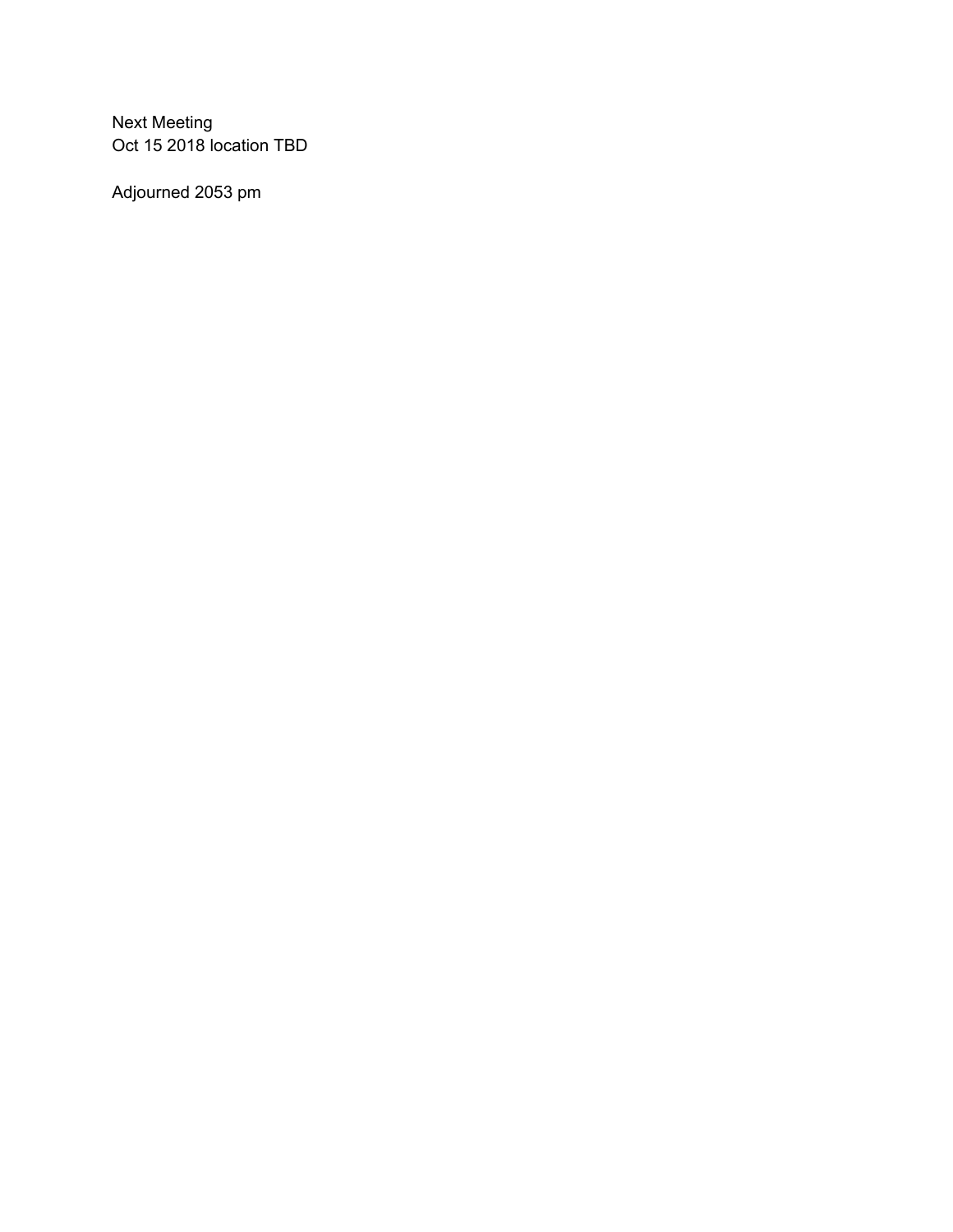Next Meeting
Oct 15 2018 location TBD

Adjourned 2053 pm